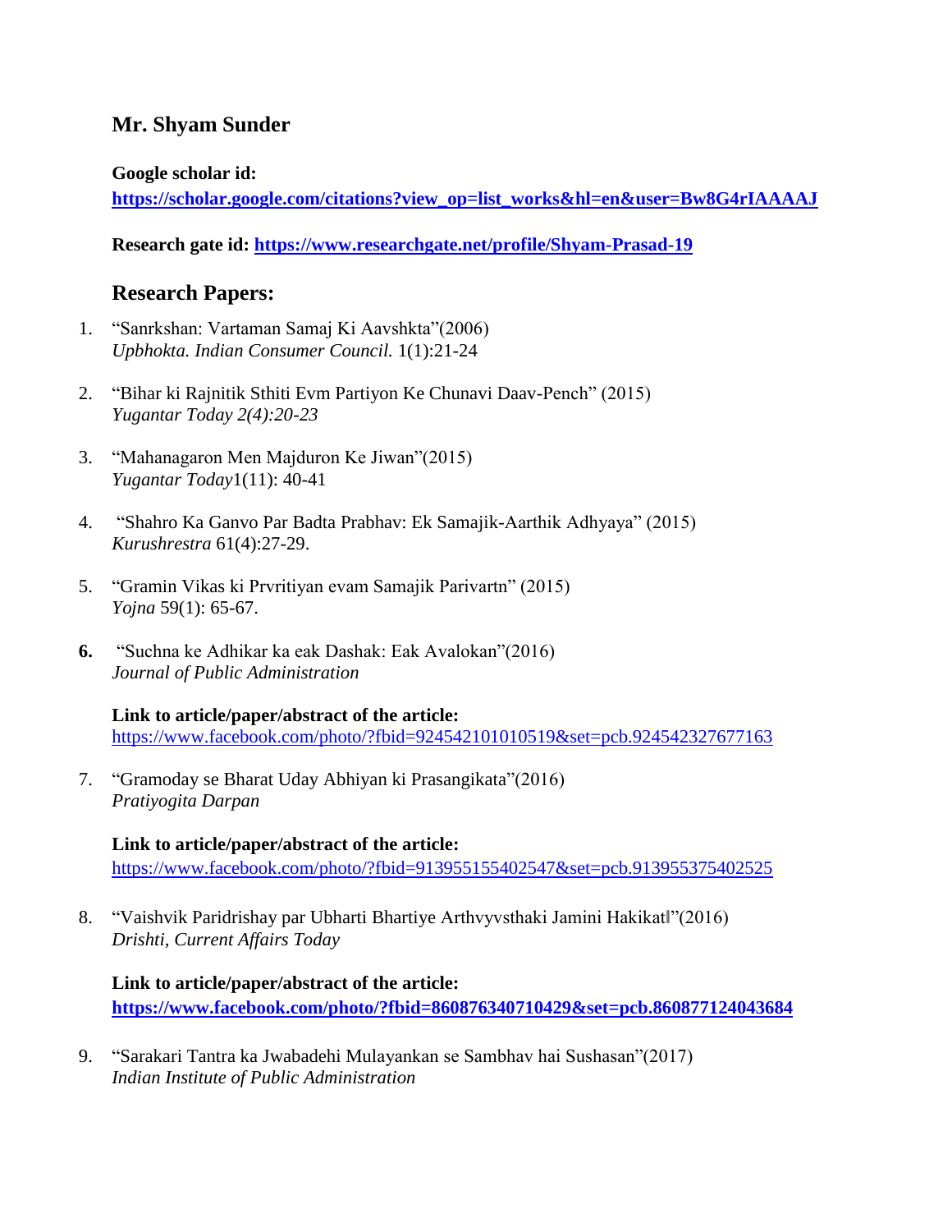## Mr. Shyam Sunder

**Google scholar id:**
**https://scholar.google.com/citations?view_op=list_works&hl=en&user=Bw8G4rIAAAAJ**

**Research gate id: https://www.researchgate.net/profile/Shyam-Prasad-19**

## Research Papers:

1. "Sanrkshan: Vartaman Samaj Ki Aavshkta"(2006)
   *Upbhokta. Indian Consumer Council.* 1(1):21-24

2. "Bihar ki Rajnitik Sthiti Evm Partiyon Ke Chunavi Daav-Pench" (2015)
   *Yugantar Today 2(4):20-23*

3. "Mahanagaron Men Majduron Ke Jiwan"(2015)
   *Yugantar Today*1(11): 40-41

4. "Shahro Ka Ganvo Par Badta Prabhav: Ek Samajik-Aarthik Adhyaya" (2015)
   *Kurushrestra* 61(4):27-29.

5. "Gramin Vikas ki Prvritiyan evam Samajik Parivartn" (2015)
   *Yojna* 59(1): 65-67.

6. "Suchna ke Adhikar ka eak Dashak: Eak Avalokan"(2016)
   *Journal of Public Administration*

   **Link to article/paper/abstract of the article:**
   https://www.facebook.com/photo/?fbid=924542101010519&set=pcb.924542327677163

7. "Gramoday se Bharat Uday Abhiyan ki Prasangikata"(2016)
   *Pratiyogita Darpan*

   **Link to article/paper/abstract of the article:**
   https://www.facebook.com/photo/?fbid=913955155402547&set=pcb.913955375402525

8. "Vaishvik Paridrishay par Ubharti Bhartiye Arthvyvsthaki Jamini Hakikat‖"(2016)
   *Drishti, Current Affairs Today*

   **Link to article/paper/abstract of the article:**
   **https://www.facebook.com/photo/?fbid=860876340710429&set=pcb.860877124043684**

9. "Sarakari Tantra ka Jwabadehi Mulayankan se Sambhav hai Sushasan"(2017)
   *Indian Institute of Public Administration*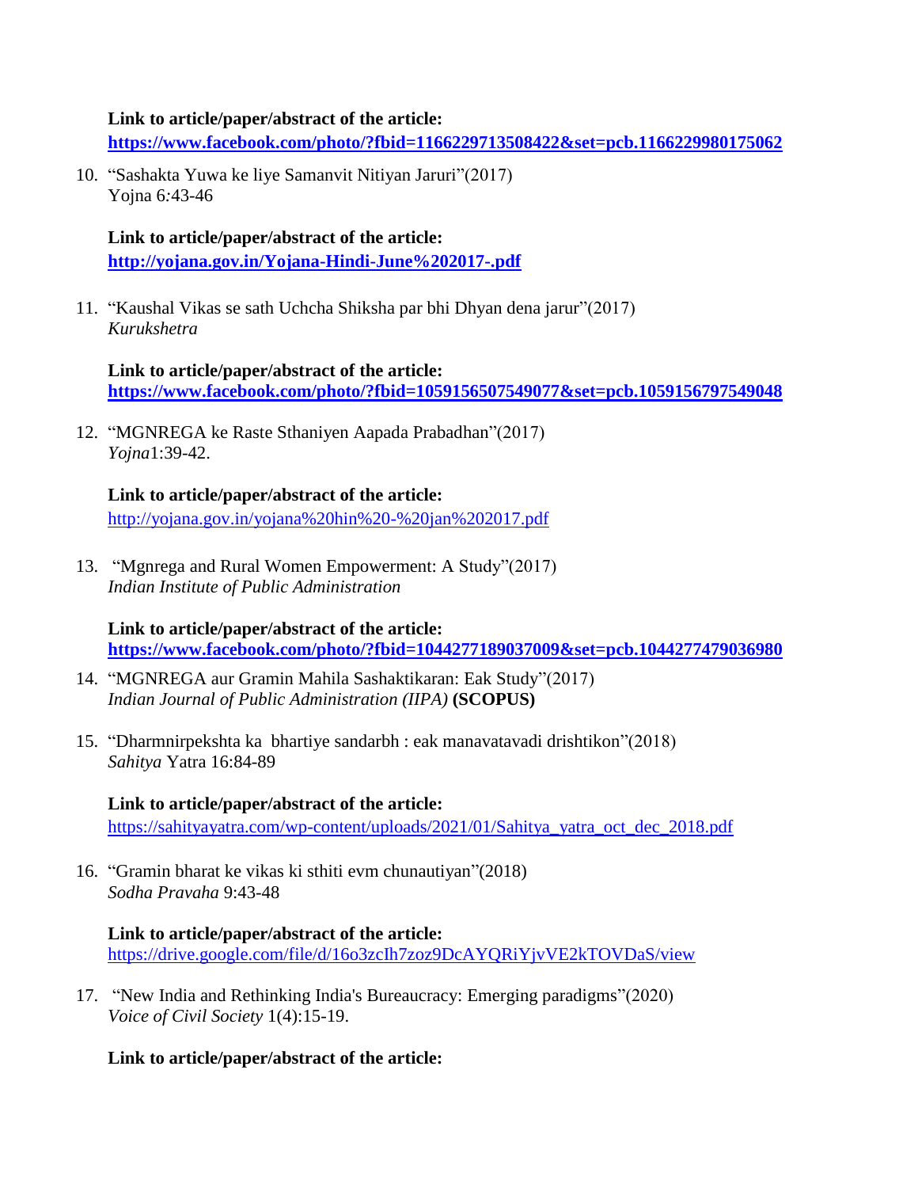**Link to article/paper/abstract of the article:**
**https://www.facebook.com/photo/?fbid=1166229713508422&set=pcb.1166229980175062**

10. "Sashakta Yuwa ke liye Samanvit Nitiyan Jaruri"(2017)
    Yojna 6:43-46

    **Link to article/paper/abstract of the article:**
    **http://yojana.gov.in/Yojana-Hindi-June%202017-.pdf**

11. "Kaushal Vikas se sath Uchcha Shiksha par bhi Dhyan dena jarur"(2017)
    *Kurukshetra*

    **Link to article/paper/abstract of the article:**
    **https://www.facebook.com/photo/?fbid=1059156507549077&set=pcb.1059156797549048**

12. "MGNREGA ke Raste Sthaniyen Aapada Prabadhan"(2017)
    *Yojna*1:39-42.

    **Link to article/paper/abstract of the article:**
    http://yojana.gov.in/yojana%20hin%20-%20jan%202017.pdf

13. "Mgnrega and Rural Women Empowerment: A Study"(2017)
    *Indian Institute of Public Administration*

    **Link to article/paper/abstract of the article:**
    **https://www.facebook.com/photo/?fbid=1044277189037009&set=pcb.1044277479036980**

14. "MGNREGA aur Gramin Mahila Sashaktikaran: Eak Study"(2017)
    *Indian Journal of Public Administration (IIPA)* **(SCOPUS)**

15. "Dharmnirpekshta ka bhartiye sandarbh : eak manavatavadi drishtikon"(2018)
    *Sahitya* Yatra 16:84-89

    **Link to article/paper/abstract of the article:**
    https://sahityayatra.com/wp-content/uploads/2021/01/Sahitya_yatra_oct_dec_2018.pdf

16. "Gramin bharat ke vikas ki sthiti evm chunautiyan"(2018)
    *Sodha Pravaha* 9:43-48

    **Link to article/paper/abstract of the article:**
    https://drive.google.com/file/d/16o3zcIh7zoz9DcAYQRiYjvVE2kTOVDaS/view

17. "New India and Rethinking India's Bureaucracy: Emerging paradigms"(2020)
    *Voice of Civil Society* 1(4):15-19.

    **Link to article/paper/abstract of the article:**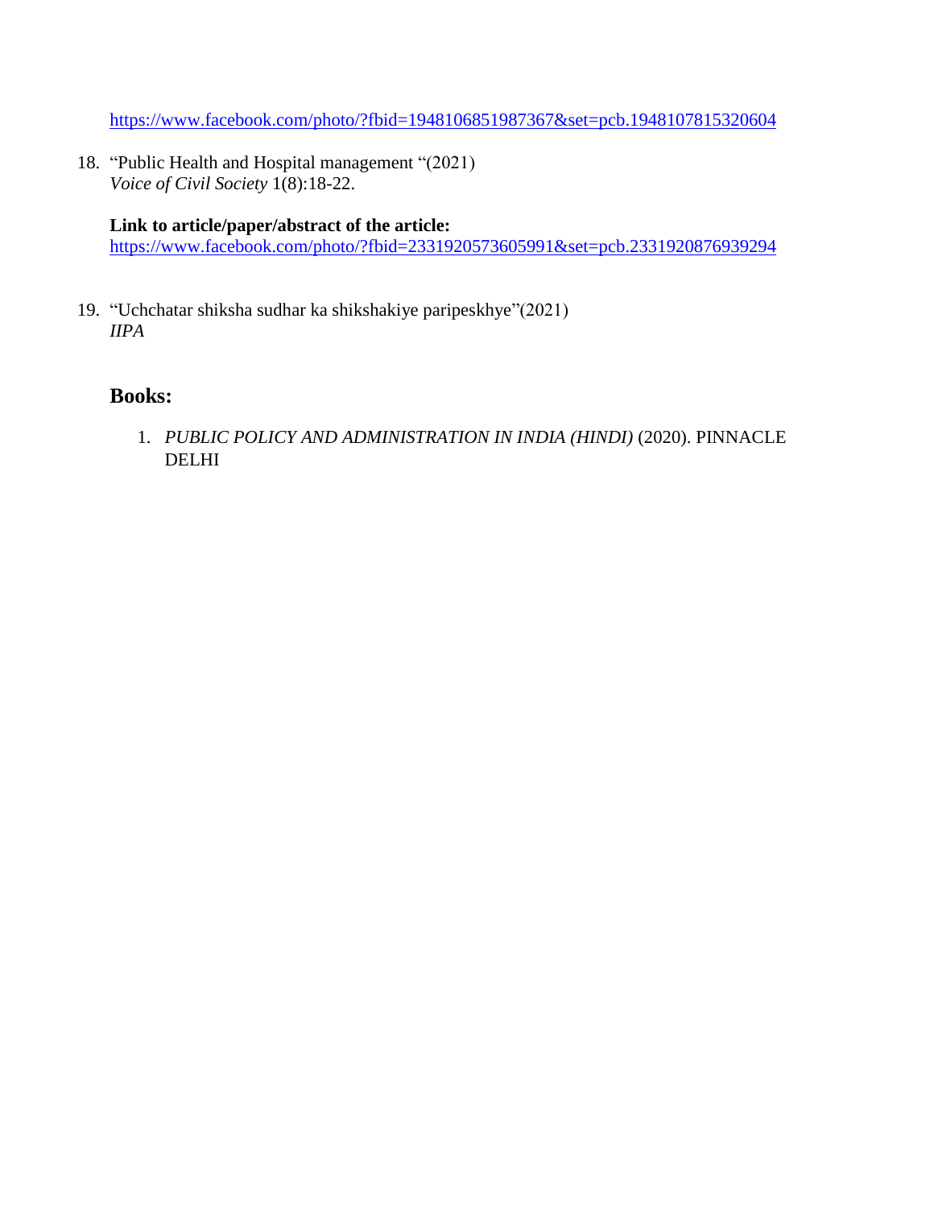https://www.facebook.com/photo/?fbid=1948106851987367&set=pcb.1948107815320604

18. "Public Health and Hospital management "(2021)
    *Voice of Civil Society* 1(8):18-22.

    **Link to article/paper/abstract of the article:**
    https://www.facebook.com/photo/?fbid=2331920573605991&set=pcb.2331920876939294

19. "Uchchatar shiksha sudhar ka shikshakiye paripeskhye"(2021)
    *IIPA*

## Books:

1. *PUBLIC POLICY AND ADMINISTRATION IN INDIA (HINDI)* (2020). PINNACLE DELHI